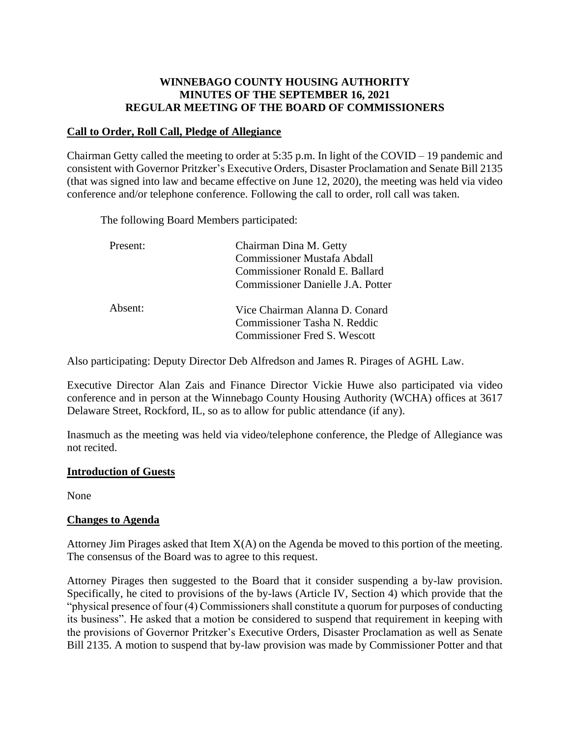**WINNEBAGO COUNTY HOUSING AUTHORITY**
**MINUTES OF THE SEPTEMBER 16, 2021**
**REGULAR MEETING OF THE BOARD OF COMMISSIONERS**

**Call to Order, Roll Call, Pledge of Allegiance**

Chairman Getty called the meeting to order at 5:35 p.m. In light of the COVID – 19 pandemic and consistent with Governor Pritzker's Executive Orders, Disaster Proclamation and Senate Bill 2135 (that was signed into law and became effective on June 12, 2020), the meeting was held via video conference and/or telephone conference. Following the call to order, roll call was taken.

The following Board Members participated:

| | |
|---|---|
| Present: | Chairman Dina M. Getty<br>Commissioner Mustafa Abdall<br>Commissioner Ronald E. Ballard<br>Commissioner Danielle J.A. Potter |
| Absent: | Vice Chairman Alanna D. Conard<br>Commissioner Tasha N. Reddic<br>Commissioner Fred S. Wescott |

Also participating: Deputy Director Deb Alfredson and James R. Pirages of AGHL Law.

Executive Director Alan Zais and Finance Director Vickie Huwe also participated via video conference and in person at the Winnebago County Housing Authority (WCHA) offices at 3617 Delaware Street, Rockford, IL, so as to allow for public attendance (if any).

Inasmuch as the meeting was held via video/telephone conference, the Pledge of Allegiance was not recited.

**Introduction of Guests**

None

**Changes to Agenda**

Attorney Jim Pirages asked that Item X(A) on the Agenda be moved to this portion of the meeting. The consensus of the Board was to agree to this request.

Attorney Pirages then suggested to the Board that it consider suspending a by-law provision. Specifically, he cited to provisions of the by-laws (Article IV, Section 4) which provide that the "physical presence of four (4) Commissioners shall constitute a quorum for purposes of conducting its business". He asked that a motion be considered to suspend that requirement in keeping with the provisions of Governor Pritzker's Executive Orders, Disaster Proclamation as well as Senate Bill 2135. A motion to suspend that by-law provision was made by Commissioner Potter and that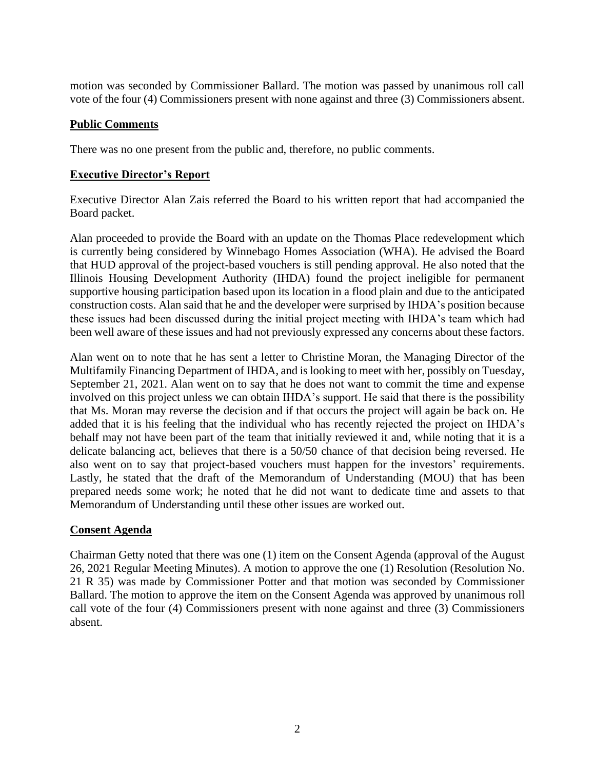motion was seconded by Commissioner Ballard. The motion was passed by unanimous roll call vote of the four (4) Commissioners present with none against and three (3) Commissioners absent.

## **Public Comments**

There was no one present from the public and, therefore, no public comments.

## **Executive Director's Report**

Executive Director Alan Zais referred the Board to his written report that had accompanied the Board packet.

Alan proceeded to provide the Board with an update on the Thomas Place redevelopment which is currently being considered by Winnebago Homes Association (WHA). He advised the Board that HUD approval of the project-based vouchers is still pending approval. He also noted that the Illinois Housing Development Authority (IHDA) found the project ineligible for permanent supportive housing participation based upon its location in a flood plain and due to the anticipated construction costs. Alan said that he and the developer were surprised by IHDA's position because these issues had been discussed during the initial project meeting with IHDA's team which had been well aware of these issues and had not previously expressed any concerns about these factors.

Alan went on to note that he has sent a letter to Christine Moran, the Managing Director of the Multifamily Financing Department of IHDA, and is looking to meet with her, possibly on Tuesday, September 21, 2021. Alan went on to say that he does not want to commit the time and expense involved on this project unless we can obtain IHDA's support. He said that there is the possibility that Ms. Moran may reverse the decision and if that occurs the project will again be back on. He added that it is his feeling that the individual who has recently rejected the project on IHDA's behalf may not have been part of the team that initially reviewed it and, while noting that it is a delicate balancing act, believes that there is a 50/50 chance of that decision being reversed. He also went on to say that project-based vouchers must happen for the investors' requirements. Lastly, he stated that the draft of the Memorandum of Understanding (MOU) that has been prepared needs some work; he noted that he did not want to dedicate time and assets to that Memorandum of Understanding until these other issues are worked out.

## **Consent Agenda**

Chairman Getty noted that there was one (1) item on the Consent Agenda (approval of the August 26, 2021 Regular Meeting Minutes). A motion to approve the one (1) Resolution (Resolution No. 21 R 35) was made by Commissioner Potter and that motion was seconded by Commissioner Ballard. The motion to approve the item on the Consent Agenda was approved by unanimous roll call vote of the four (4) Commissioners present with none against and three (3) Commissioners absent.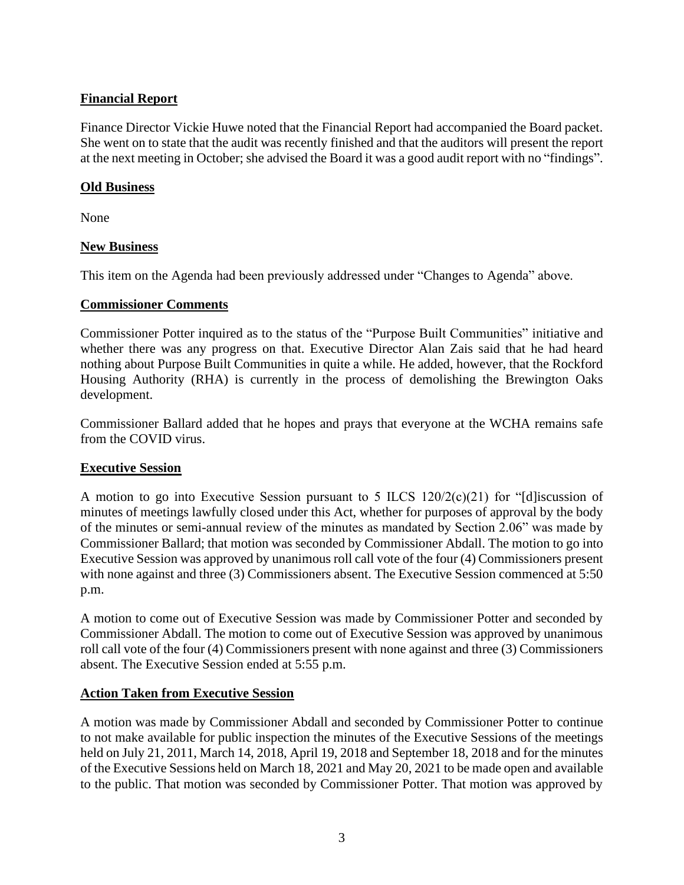## Financial Report

Finance Director Vickie Huwe noted that the Financial Report had accompanied the Board packet. She went on to state that the audit was recently finished and that the auditors will present the report at the next meeting in October; she advised the Board it was a good audit report with no "findings".

## Old Business

None

## New Business

This item on the Agenda had been previously addressed under "Changes to Agenda" above.

## Commissioner Comments

Commissioner Potter inquired as to the status of the "Purpose Built Communities" initiative and whether there was any progress on that. Executive Director Alan Zais said that he had heard nothing about Purpose Built Communities in quite a while. He added, however, that the Rockford Housing Authority (RHA) is currently in the process of demolishing the Brewington Oaks development.

Commissioner Ballard added that he hopes and prays that everyone at the WCHA remains safe from the COVID virus.

## Executive Session

A motion to go into Executive Session pursuant to 5 ILCS 120/2(c)(21) for "[d]iscussion of minutes of meetings lawfully closed under this Act, whether for purposes of approval by the body of the minutes or semi-annual review of the minutes as mandated by Section 2.06" was made by Commissioner Ballard; that motion was seconded by Commissioner Abdall. The motion to go into Executive Session was approved by unanimous roll call vote of the four (4) Commissioners present with none against and three (3) Commissioners absent. The Executive Session commenced at 5:50 p.m.

A motion to come out of Executive Session was made by Commissioner Potter and seconded by Commissioner Abdall. The motion to come out of Executive Session was approved by unanimous roll call vote of the four (4) Commissioners present with none against and three (3) Commissioners absent. The Executive Session ended at 5:55 p.m.

## Action Taken from Executive Session

A motion was made by Commissioner Abdall and seconded by Commissioner Potter to continue to not make available for public inspection the minutes of the Executive Sessions of the meetings held on July 21, 2011, March 14, 2018, April 19, 2018 and September 18, 2018 and for the minutes of the Executive Sessions held on March 18, 2021 and May 20, 2021 to be made open and available to the public. That motion was seconded by Commissioner Potter. That motion was approved by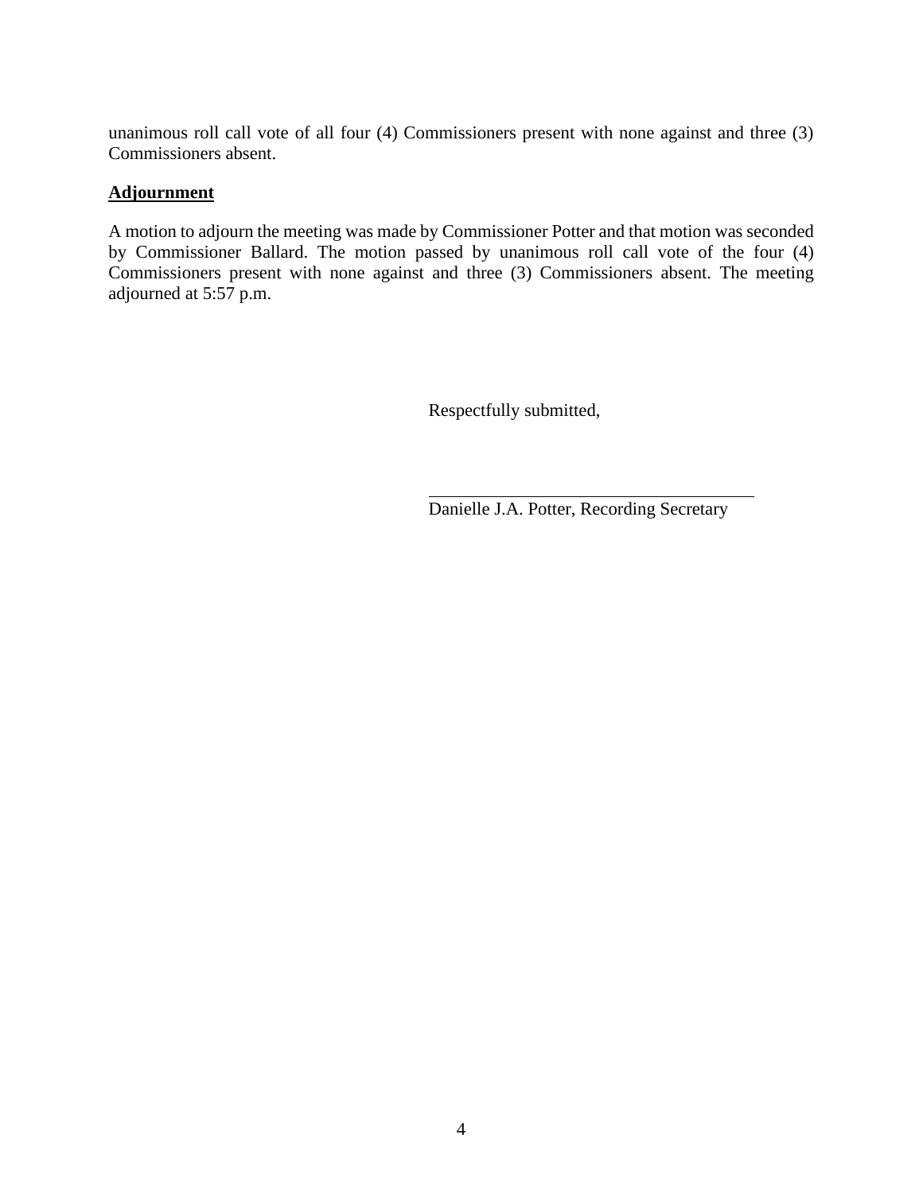unanimous roll call vote of all four (4) Commissioners present with none against and three (3) Commissioners absent.

**Adjournment**

A motion to adjourn the meeting was made by Commissioner Potter and that motion was seconded by Commissioner Ballard. The motion passed by unanimous roll call vote of the four (4) Commissioners present with none against and three (3) Commissioners absent. The meeting adjourned at 5:57 p.m.

Respectfully submitted,

Danielle J.A. Potter, Recording Secretary